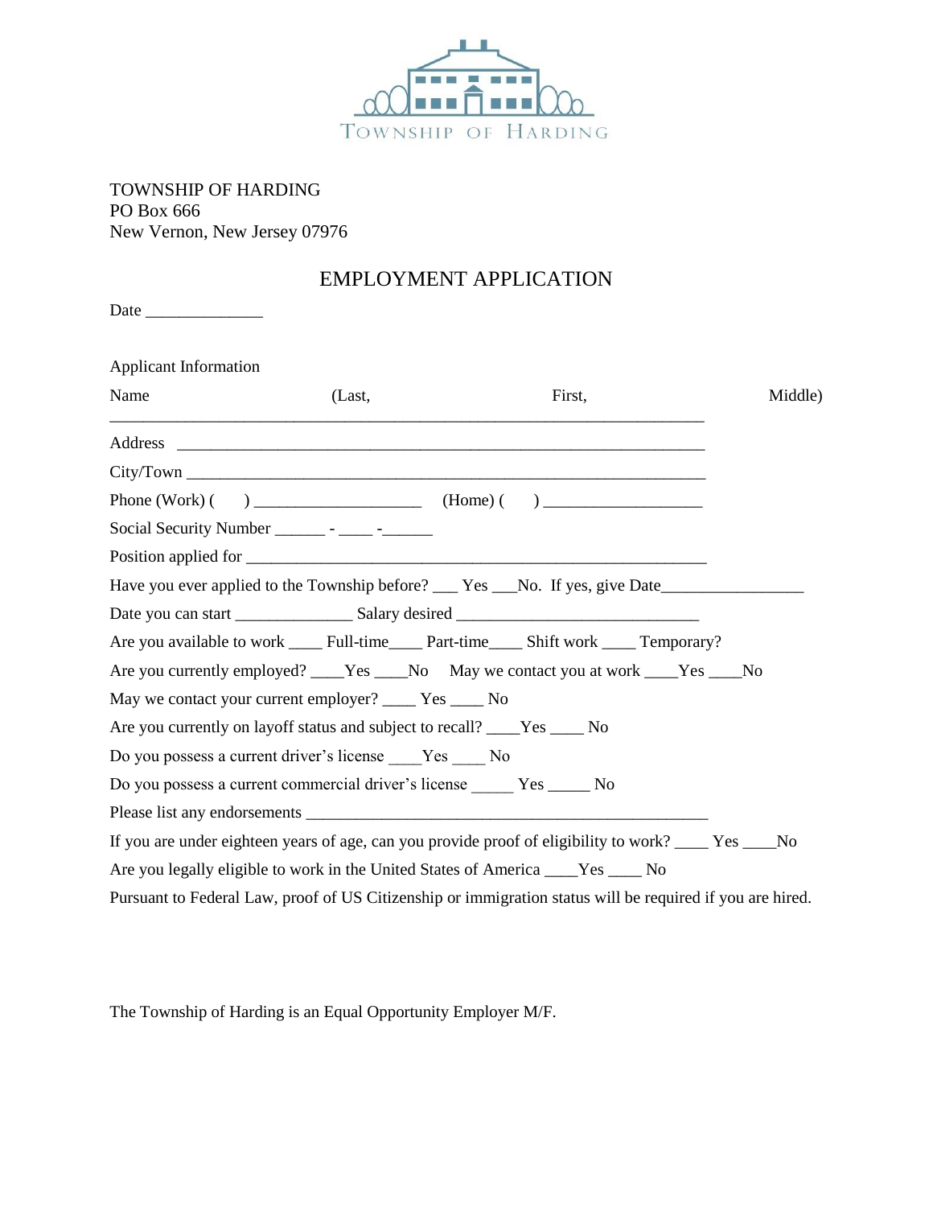TOWNSHIP OF HARDING

TOWNSHIP OF HARDING
PO Box 666
New Vernon, New Jersey 07976

# EMPLOYMENT APPLICATION

Date ______________

Applicant Information

Name (Last, First, Middle)
________________________________________________________________________

Address ________________________________________________________________

City/Town _______________________________________________________________

Phone (Work) ( ) ____________________ (Home) ( ) ___________________

Social Security Number ______ - ____ -______

Position applied for _________________________________________________________

Have you ever applied to the Township before? ___ Yes ___No. If yes, give Date_________________

Date you can start ______________ Salary desired _____________________________

Are you available to work ____ Full-time____ Part-time____ Shift work ____ Temporary?

Are you currently employed? ____Yes ____No May we contact you at work ____Yes ____No

May we contact your current employer? ____ Yes ____ No

Are you currently on layoff status and subject to recall? ____Yes ____ No

Do you possess a current driver's license ____Yes ____ No

Do you possess a current commercial driver's license _____ Yes _____ No

Please list any endorsements _______________________________________________

If you are under eighteen years of age, can you provide proof of eligibility to work? ____ Yes ____No

Are you legally eligible to work in the United States of America ____Yes ____ No

Pursuant to Federal Law, proof of US Citizenship or immigration status will be required if you are hired.

The Township of Harding is an Equal Opportunity Employer M/F.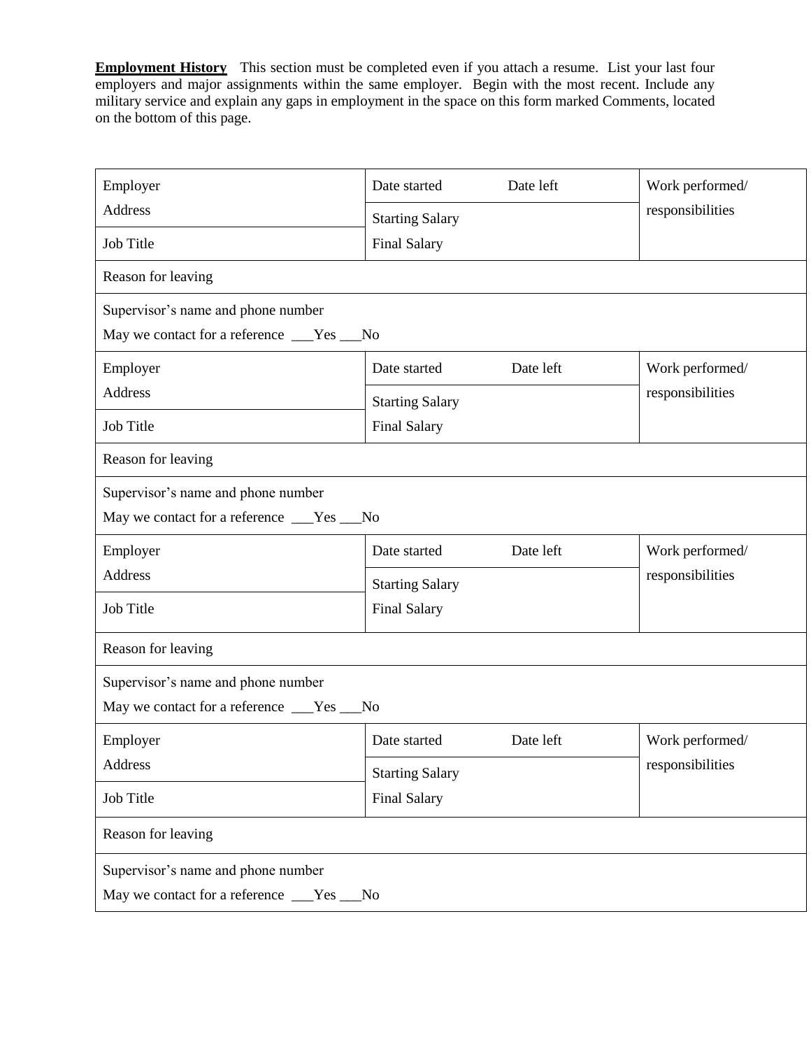**Employment History** This section must be completed even if you attach a resume. List your last four employers and major assignments within the same employer. Begin with the most recent. Include any military service and explain any gaps in employment in the space on this form marked Comments, located on the bottom of this page.

| | | |
|---|---|---|
| Employer<br>Address | Date started &nbsp;&nbsp;&nbsp;&nbsp; Date left | Work performed/<br>responsibilities |
| Job Title | Starting Salary<br>Final Salary | |
| Reason for leaving | | |
| Supervisor's name and phone number<br>May we contact for a reference ___Yes ___No | | |
| Employer<br>Address | Date started &nbsp;&nbsp;&nbsp;&nbsp; Date left | Work performed/<br>responsibilities |
| Job Title | Starting Salary<br>Final Salary | |
| Reason for leaving | | |
| Supervisor's name and phone number<br>May we contact for a reference ___Yes ___No | | |
| Employer<br>Address | Date started &nbsp;&nbsp;&nbsp;&nbsp; Date left | Work performed/<br>responsibilities |
| Job Title | Starting Salary<br>Final Salary | |
| Reason for leaving | | |
| Supervisor's name and phone number<br>May we contact for a reference ___Yes ___No | | |
| Employer<br>Address | Date started &nbsp;&nbsp;&nbsp;&nbsp; Date left | Work performed/<br>responsibilities |
| Job Title | Starting Salary<br>Final Salary | |
| Reason for leaving | | |
| Supervisor's name and phone number<br>May we contact for a reference ___Yes ___No | | |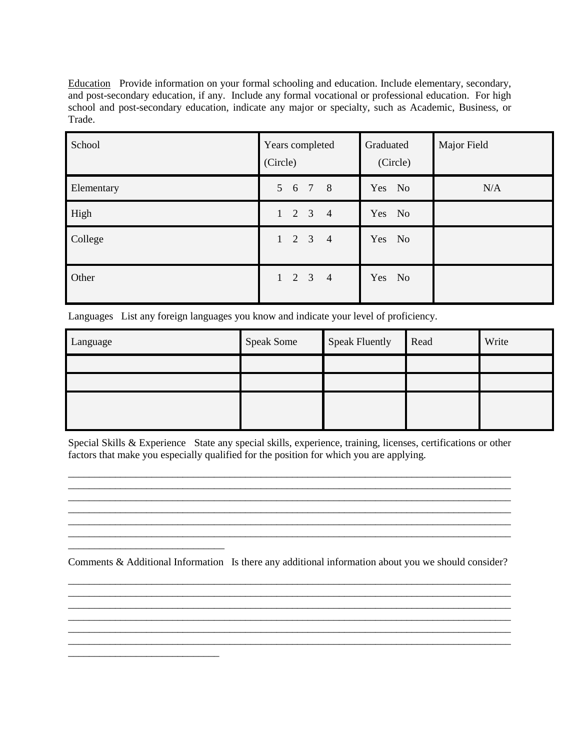Education   Provide information on your formal schooling and education. Include elementary, secondary, and post-secondary education, if any. Include any formal vocational or professional education. For high school and post-secondary education, indicate any major or specialty, such as Academic, Business, or Trade.

| School | Years completed (Circle) | Graduated (Circle) | Major Field |
| --- | --- | --- | --- |
| Elementary | 5 6 7 8 | Yes No | N/A |
| High | 1 2 3 4 | Yes No | |
| College | 1 2 3 4 | Yes No | |
| Other | 1 2 3 4 | Yes No | |

Languages   List any foreign languages you know and indicate your level of proficiency.

| Language | Speak Some | Speak Fluently | Read | Write |
| --- | --- | --- | --- | --- |
| | | | | |
| | | | | |
| | | | | |

Special Skills & Experience   State any special skills, experience, training, licenses, certifications or other factors that make you especially qualified for the position for which you are applying.

_____________________________________________________________________________________
_____________________________________________________________________________________
_____________________________________________________________________________________
_____________________________________________________________________________________
_____________________________________________________________________________________
_____________________________________________________________________________________
______________________________

Comments & Additional Information   Is there any additional information about you we should consider?

_____________________________________________________________________________________
_____________________________________________________________________________________
_____________________________________________________________________________________
_____________________________________________________________________________________
_____________________________________________________________________________________
_____________________________________________________________________________________
______________________________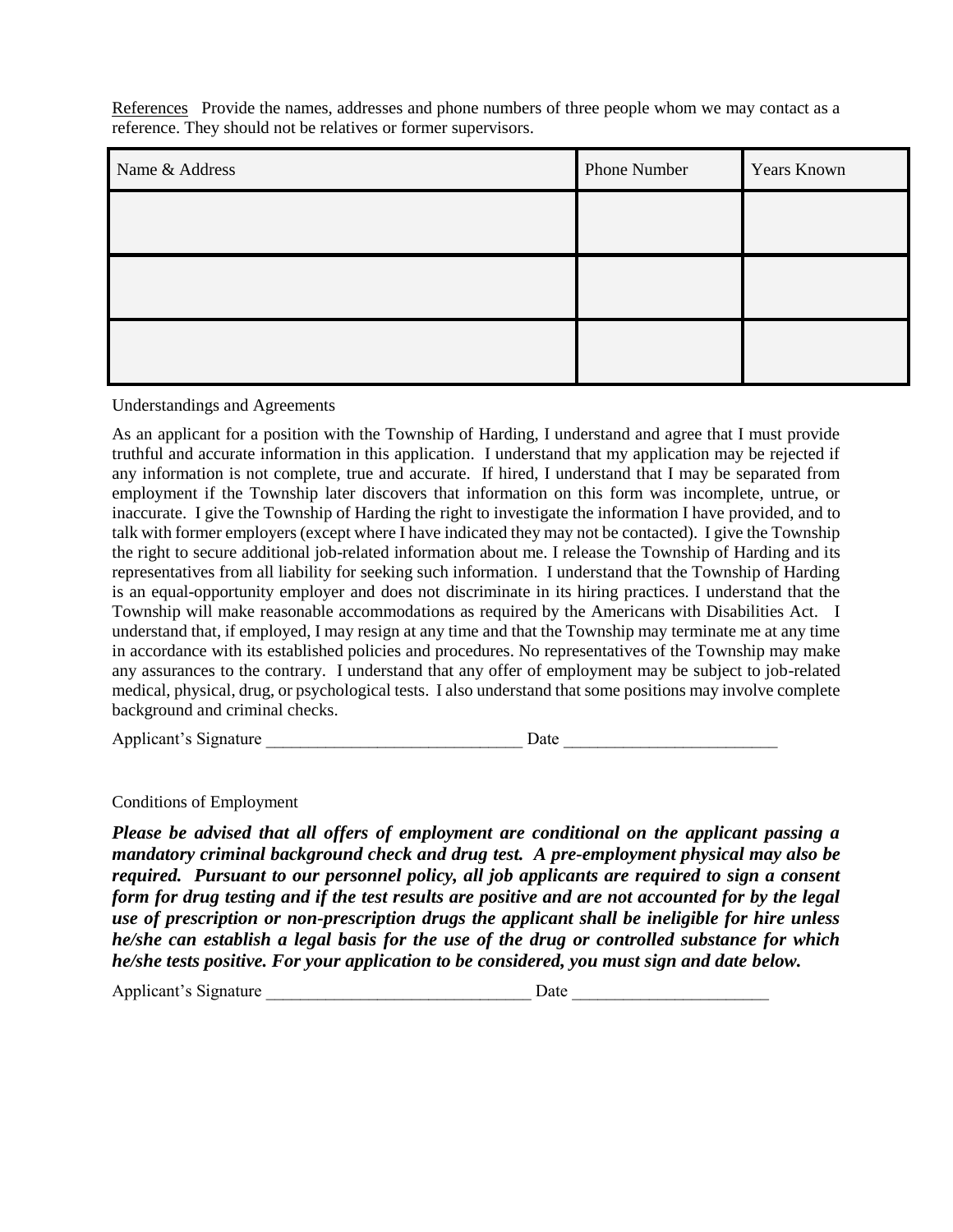References  Provide the names, addresses and phone numbers of three people whom we may contact as a reference. They should not be relatives or former supervisors.

| Name & Address | Phone Number | Years Known |
| --- | --- | --- |
| | | |
| | | |
| | | |

Understandings and Agreements

As an applicant for a position with the Township of Harding, I understand and agree that I must provide truthful and accurate information in this application. I understand that my application may be rejected if any information is not complete, true and accurate. If hired, I understand that I may be separated from employment if the Township later discovers that information on this form was incomplete, untrue, or inaccurate. I give the Township of Harding the right to investigate the information I have provided, and to talk with former employers (except where I have indicated they may not be contacted). I give the Township the right to secure additional job-related information about me. I release the Township of Harding and its representatives from all liability for seeking such information. I understand that the Township of Harding is an equal-opportunity employer and does not discriminate in its hiring practices. I understand that the Township will make reasonable accommodations as required by the Americans with Disabilities Act. I understand that, if employed, I may resign at any time and that the Township may terminate me at any time in accordance with its established policies and procedures. No representatives of the Township may make any assurances to the contrary. I understand that any offer of employment may be subject to job-related medical, physical, drug, or psychological tests. I also understand that some positions may involve complete background and criminal checks.

Applicant's Signature ______________________________ Date _________________________

Conditions of Employment

***Please be advised that all offers of employment are conditional on the applicant passing a mandatory criminal background check and drug test. A pre-employment physical may also be required. Pursuant to our personnel policy, all job applicants are required to sign a consent form for drug testing and if the test results are positive and are not accounted for by the legal use of prescription or non-prescription drugs the applicant shall be ineligible for hire unless he/she can establish a legal basis for the use of the drug or controlled substance for which he/she tests positive. For your application to be considered, you must sign and date below.***

Applicant's Signature _______________________________ Date _______________________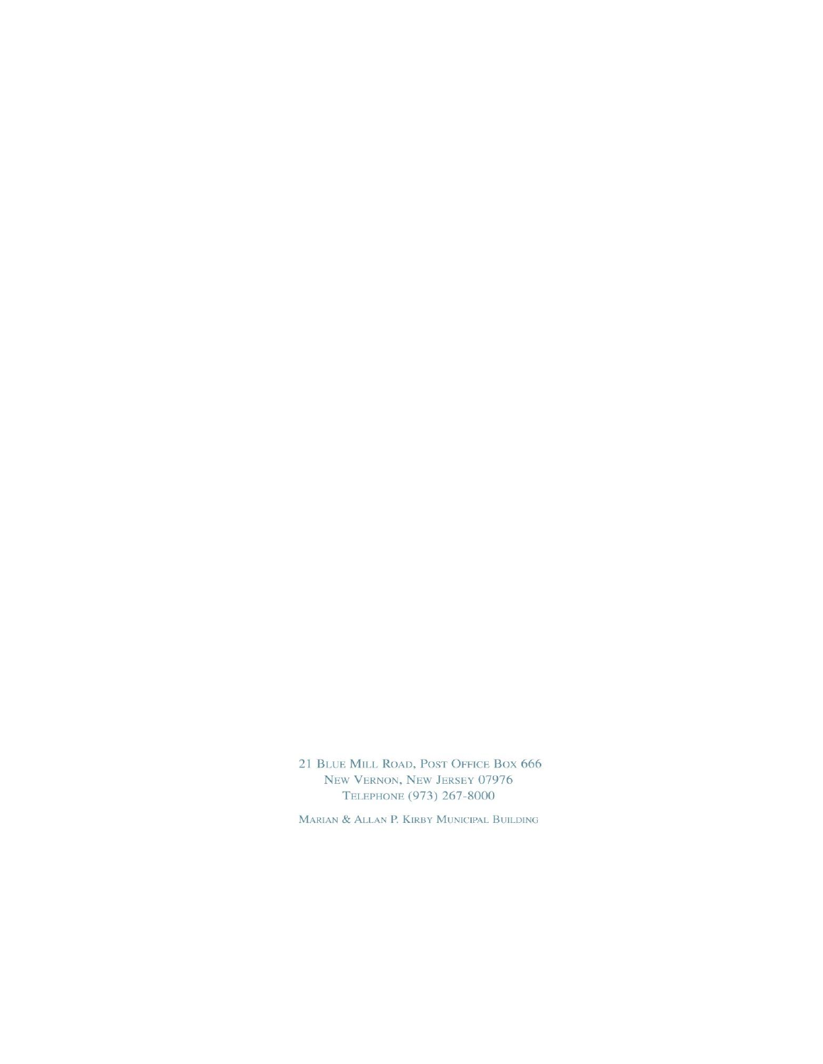21 Blue Mill Road, Post Office Box 666
New Vernon, New Jersey 07976
Telephone (973) 267-8000

Marian & Allan P. Kirby Municipal Building